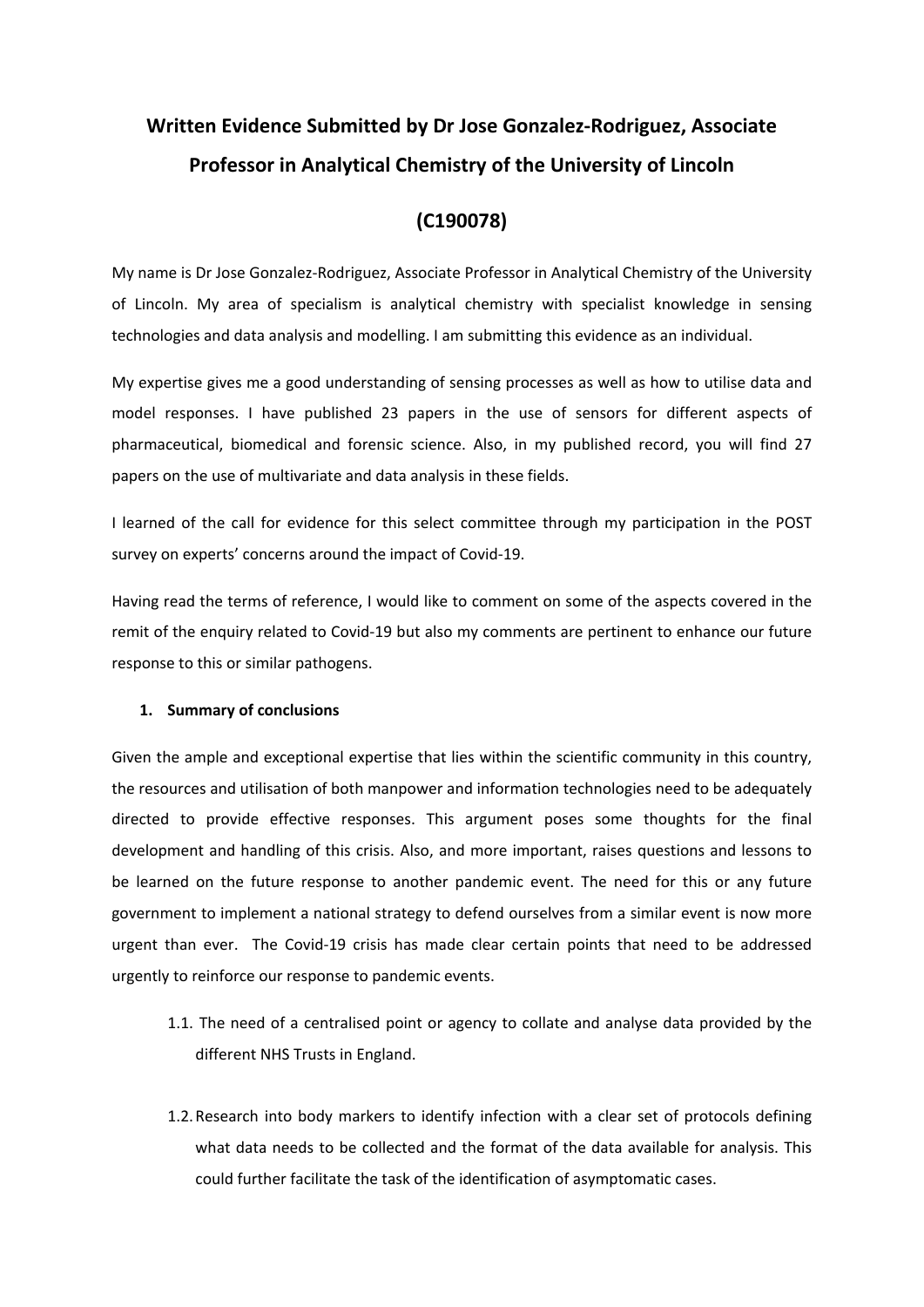# Written Evidence Submitted by Dr Jose Gonzalez-Rodriguez, Associate Professor in Analytical Chemistry of the University of Lincoln

# (C190078)

My name is Dr Jose Gonzalez-Rodriguez, Associate Professor in Analytical Chemistry of the University of Lincoln. My area of specialism is analytical chemistry with specialist knowledge in sensing technologies and data analysis and modelling. I am submitting this evidence as an individual.

My expertise gives me a good understanding of sensing processes as well as how to utilise data and model responses. I have published 23 papers in the use of sensors for different aspects of pharmaceutical, biomedical and forensic science. Also, in my published record, you will find 27 papers on the use of multivariate and data analysis in these fields.

I learned of the call for evidence for this select committee through my participation in the POST survey on experts' concerns around the impact of Covid-19.

Having read the terms of reference, I would like to comment on some of the aspects covered in the remit of the enquiry related to Covid-19 but also my comments are pertinent to enhance our future response to this or similar pathogens.

## 1. Summary of conclusions

Given the ample and exceptional expertise that lies within the scientific community in this country, the resources and utilisation of both manpower and information technologies need to be adequately directed to provide effective responses. This argument poses some thoughts for the final development and handling of this crisis. Also, and more important, raises questions and lessons to be learned on the future response to another pandemic event. The need for this or any future government to implement a national strategy to defend ourselves from a similar event is now more urgent than ever. The Covid-19 crisis has made clear certain points that need to be addressed urgently to reinforce our response to pandemic events.

1.1. The need of a centralised point or agency to collate and analyse data provided by the different NHS Trusts in England.

1.2. Research into body markers to identify infection with a clear set of protocols defining what data needs to be collected and the format of the data available for analysis. This could further facilitate the task of the identification of asymptomatic cases.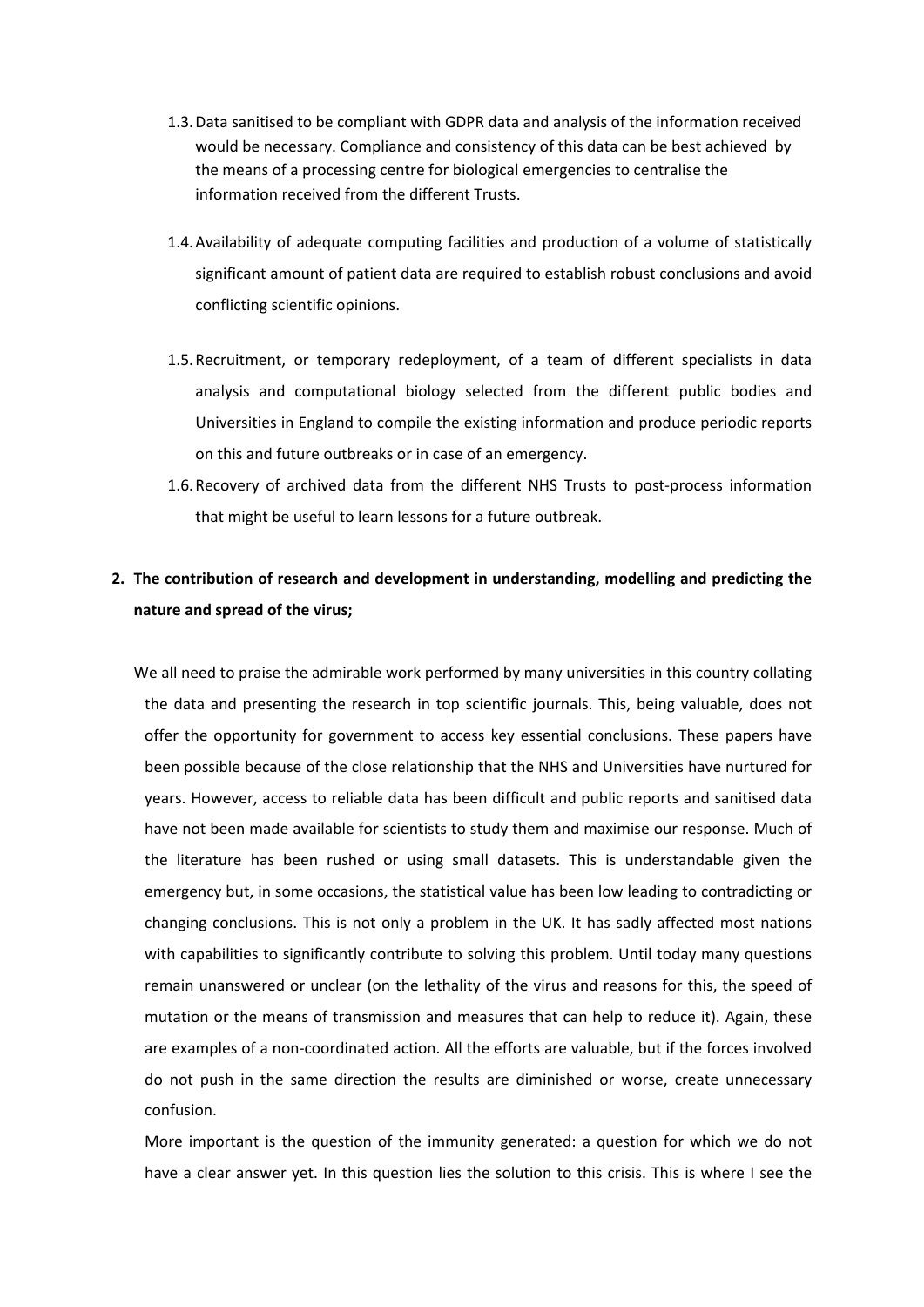1.3. Data sanitised to be compliant with GDPR data and analysis of the information received would be necessary. Compliance and consistency of this data can be best achieved by the means of a processing centre for biological emergencies to centralise the information received from the different Trusts.

1.4. Availability of adequate computing facilities and production of a volume of statistically significant amount of patient data are required to establish robust conclusions and avoid conflicting scientific opinions.

1.5. Recruitment, or temporary redeployment, of a team of different specialists in data analysis and computational biology selected from the different public bodies and Universities in England to compile the existing information and produce periodic reports on this and future outbreaks or in case of an emergency.

1.6. Recovery of archived data from the different NHS Trusts to post-process information that might be useful to learn lessons for a future outbreak.

2. **The contribution of research and development in understanding, modelling and predicting the nature and spread of the virus;**

We all need to praise the admirable work performed by many universities in this country collating the data and presenting the research in top scientific journals. This, being valuable, does not offer the opportunity for government to access key essential conclusions. These papers have been possible because of the close relationship that the NHS and Universities have nurtured for years. However, access to reliable data has been difficult and public reports and sanitised data have not been made available for scientists to study them and maximise our response. Much of the literature has been rushed or using small datasets. This is understandable given the emergency but, in some occasions, the statistical value has been low leading to contradicting or changing conclusions. This is not only a problem in the UK. It has sadly affected most nations with capabilities to significantly contribute to solving this problem. Until today many questions remain unanswered or unclear (on the lethality of the virus and reasons for this, the speed of mutation or the means of transmission and measures that can help to reduce it). Again, these are examples of a non-coordinated action. All the efforts are valuable, but if the forces involved do not push in the same direction the results are diminished or worse, create unnecessary confusion.

More important is the question of the immunity generated: a question for which we do not have a clear answer yet. In this question lies the solution to this crisis. This is where I see the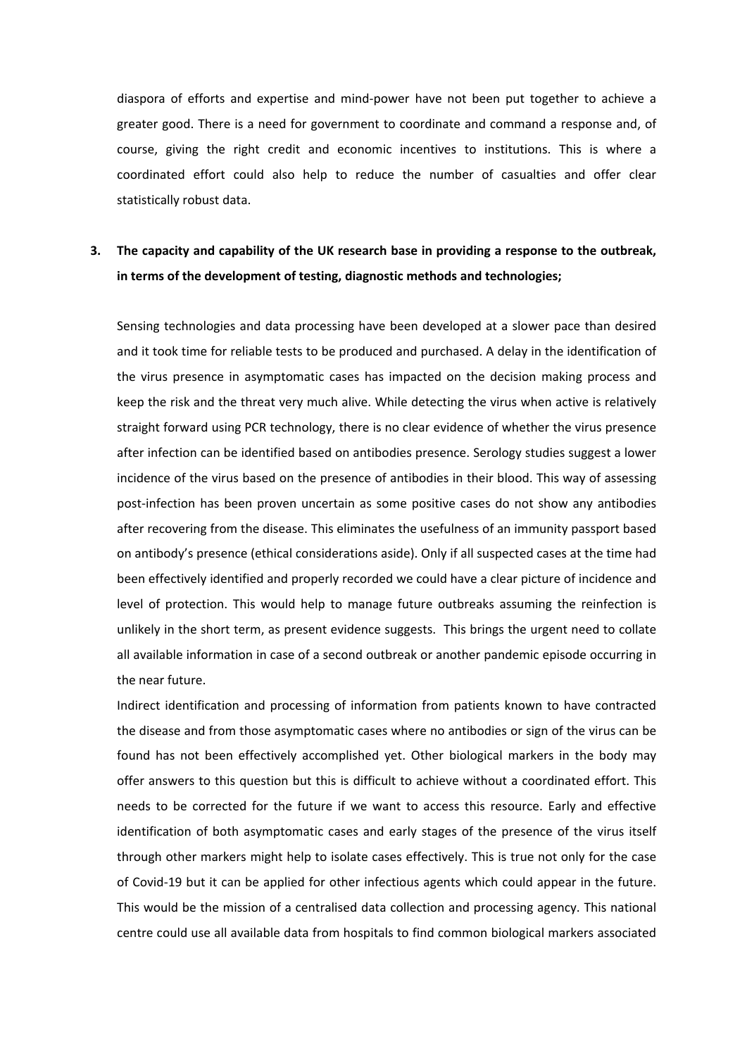diaspora of efforts and expertise and mind-power have not been put together to achieve a greater good. There is a need for government to coordinate and command a response and, of course, giving the right credit and economic incentives to institutions. This is where a coordinated effort could also help to reduce the number of casualties and offer clear statistically robust data.

3. **The capacity and capability of the UK research base in providing a response to the outbreak, in terms of the development of testing, diagnostic methods and technologies;**

Sensing technologies and data processing have been developed at a slower pace than desired and it took time for reliable tests to be produced and purchased. A delay in the identification of the virus presence in asymptomatic cases has impacted on the decision making process and keep the risk and the threat very much alive. While detecting the virus when active is relatively straight forward using PCR technology, there is no clear evidence of whether the virus presence after infection can be identified based on antibodies presence. Serology studies suggest a lower incidence of the virus based on the presence of antibodies in their blood. This way of assessing post-infection has been proven uncertain as some positive cases do not show any antibodies after recovering from the disease. This eliminates the usefulness of an immunity passport based on antibody's presence (ethical considerations aside). Only if all suspected cases at the time had been effectively identified and properly recorded we could have a clear picture of incidence and level of protection. This would help to manage future outbreaks assuming the reinfection is unlikely in the short term, as present evidence suggests. This brings the urgent need to collate all available information in case of a second outbreak or another pandemic episode occurring in the near future.

Indirect identification and processing of information from patients known to have contracted the disease and from those asymptomatic cases where no antibodies or sign of the virus can be found has not been effectively accomplished yet. Other biological markers in the body may offer answers to this question but this is difficult to achieve without a coordinated effort. This needs to be corrected for the future if we want to access this resource. Early and effective identification of both asymptomatic cases and early stages of the presence of the virus itself through other markers might help to isolate cases effectively. This is true not only for the case of Covid-19 but it can be applied for other infectious agents which could appear in the future. This would be the mission of a centralised data collection and processing agency. This national centre could use all available data from hospitals to find common biological markers associated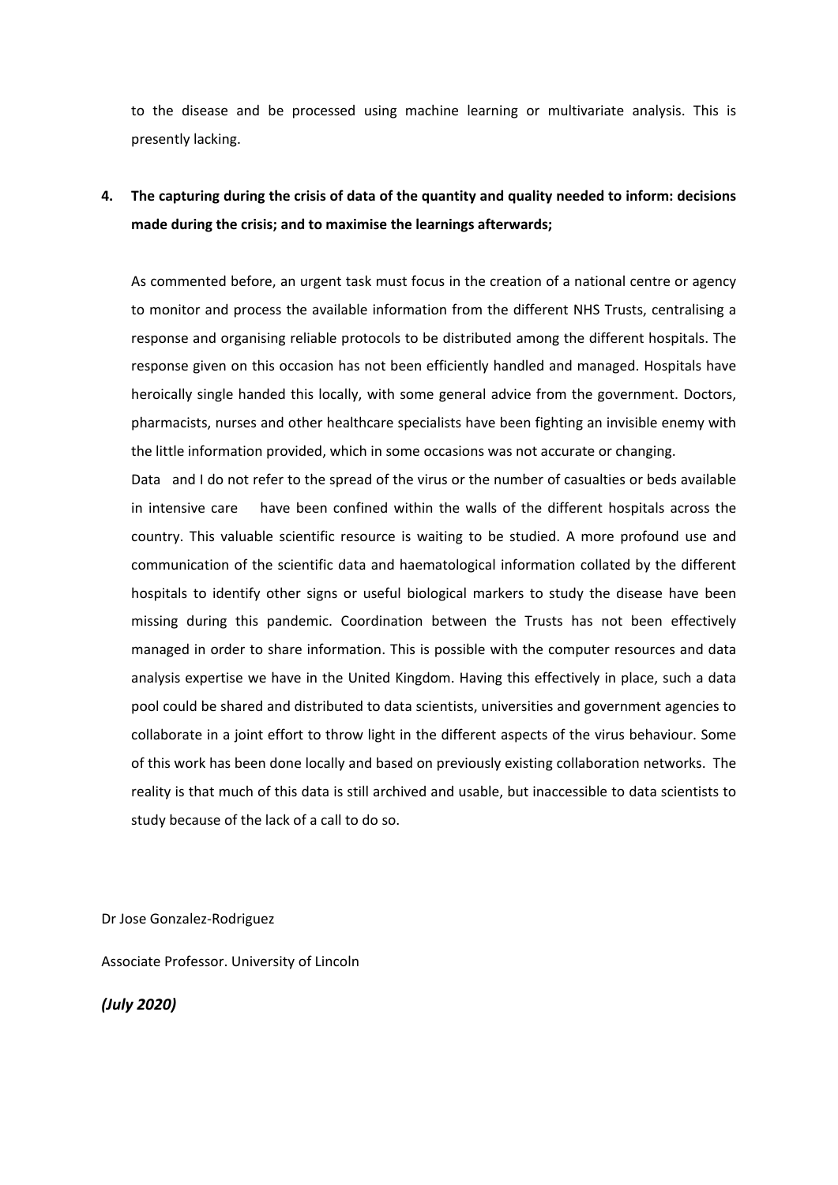to the disease and be processed using machine learning or multivariate analysis. This is presently lacking.

4. **The capturing during the crisis of data of the quantity and quality needed to inform: decisions made during the crisis; and to maximise the learnings afterwards;**

As commented before, an urgent task must focus in the creation of a national centre or agency to monitor and process the available information from the different NHS Trusts, centralising a response and organising reliable protocols to be distributed among the different hospitals. The response given on this occasion has not been efficiently handled and managed. Hospitals have heroically single handed this locally, with some general advice from the government. Doctors, pharmacists, nurses and other healthcare specialists have been fighting an invisible enemy with the little information provided, which in some occasions was not accurate or changing.

Data and I do not refer to the spread of the virus or the number of casualties or beds available in intensive care have been confined within the walls of the different hospitals across the country. This valuable scientific resource is waiting to be studied. A more profound use and communication of the scientific data and haematological information collated by the different hospitals to identify other signs or useful biological markers to study the disease have been missing during this pandemic. Coordination between the Trusts has not been effectively managed in order to share information. This is possible with the computer resources and data analysis expertise we have in the United Kingdom. Having this effectively in place, such a data pool could be shared and distributed to data scientists, universities and government agencies to collaborate in a joint effort to throw light in the different aspects of the virus behaviour. Some of this work has been done locally and based on previously existing collaboration networks. The reality is that much of this data is still archived and usable, but inaccessible to data scientists to study because of the lack of a call to do so.

Dr Jose Gonzalez-Rodriguez

Associate Professor. University of Lincoln

***(July 2020)***